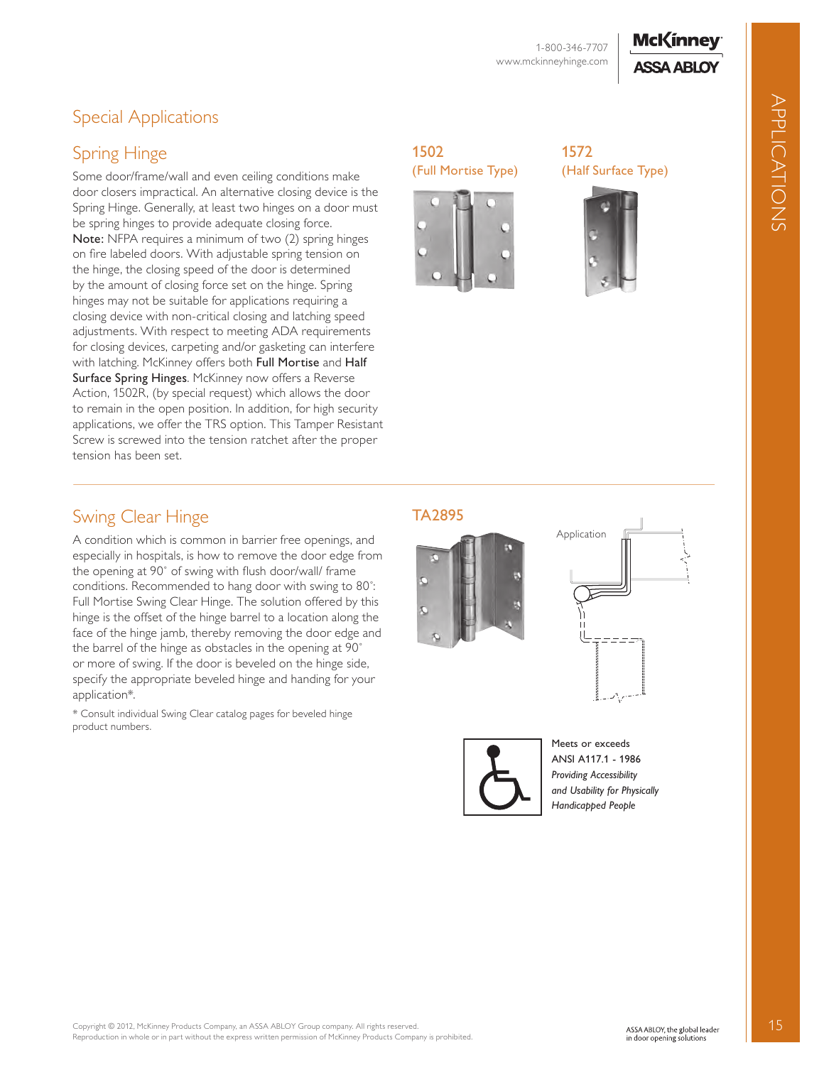# Special Applications

## Spring Hinge

Some door/frame/wall and even ceiling conditions make door closers impractical. An alternative closing device is the Spring Hinge. Generally, at least two hinges on a door must be spring hinges to provide adequate closing force. **Note:** NFPA requires a minimum of two (2) spring hinges on fire labeled doors. With adjustable spring tension on the hinge, the closing speed of the door is determined by the amount of closing force set on the hinge. Spring hinges may not be suitable for applications requiring a closing device with non-critical closing and latching speed adjustments. With respect to meeting ADA requirements for closing devices, carpeting and/or gasketing can interfere with latching. McKinney offers both **Full Mortise** and **Half Surface Spring Hinges**. McKinney now offers a Reverse Action, 1502R, (by special request) which allows the door to remain in the open position. In addition, for high security applications, we offer the TRS option. This Tamper Resistant Screw is screwed into the tension ratchet after the proper tension has been set.

**1502**
(Full Mortise Type)

**1572**
(Half Surface Type)

## Swing Clear Hinge

A condition which is common in barrier free openings, and especially in hospitals, is how to remove the door edge from the opening at 90˚ of swing with flush door/wall/ frame conditions. Recommended to hang door with swing to 80˚: Full Mortise Swing Clear Hinge. The solution offered by this hinge is the offset of the hinge barrel to a location along the face of the hinge jamb, thereby removing the door edge and the barrel of the hinge as obstacles in the opening at 90˚ or more of swing. If the door is beveled on the hinge side, specify the appropriate beveled hinge and handing for your application*.

\* Consult individual Swing Clear catalog pages for beveled hinge product numbers.

**TA2895**

Application

Meets or exceeds
ANSI A117.1 - 1986
*Providing Accessibility and Usability for Physically Handicapped People*

Copyright © 2012, McKinney Products Company, an ASSA ABLOY Group company. All rights reserved.
Reproduction in whole or in part without the express written permission of McKinney Products Company is prohibited.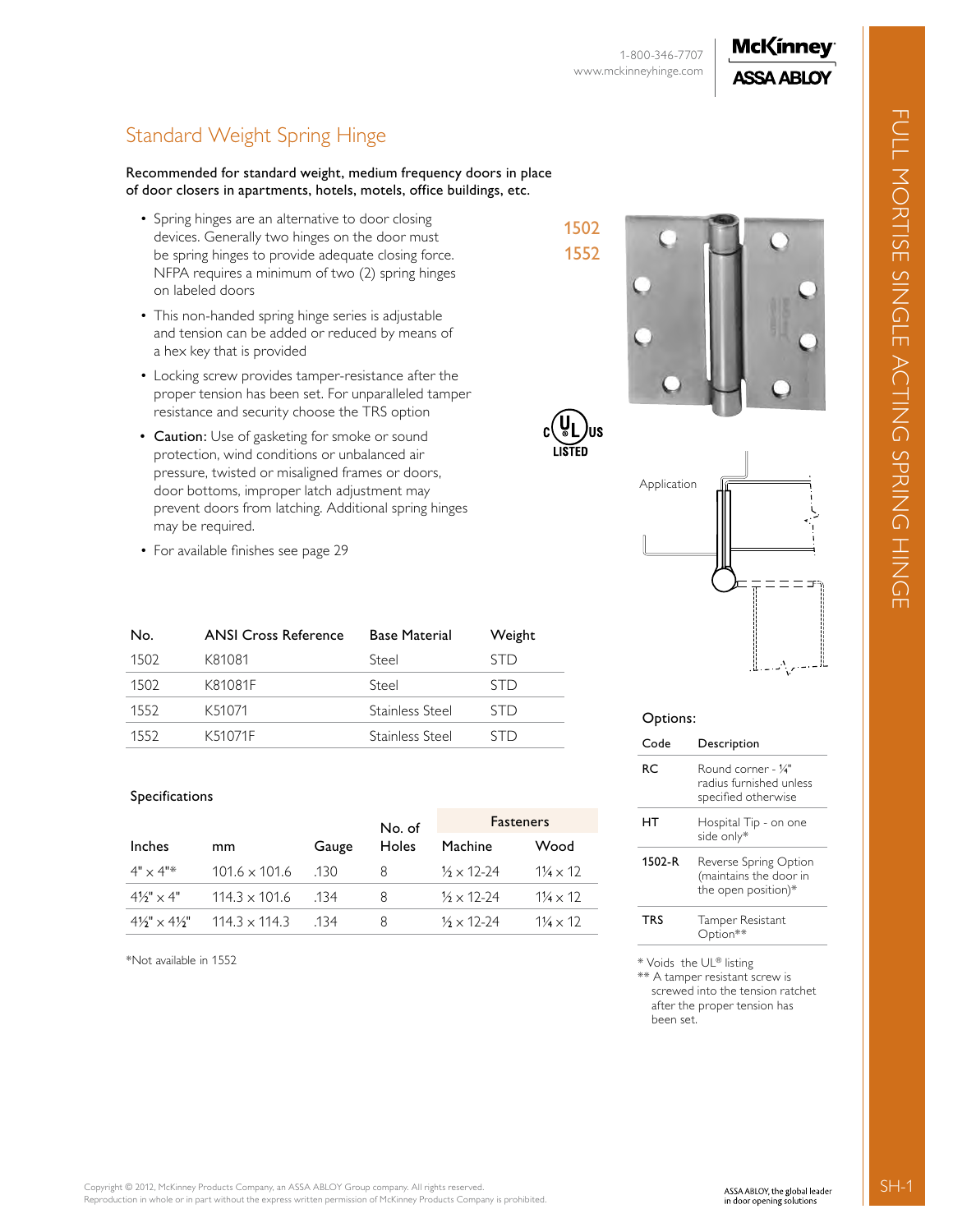# Standard Weight Spring Hinge

**Recommended for standard weight, medium frequency doors in place of door closers in apartments, hotels, motels, office buildings, etc.**

- Spring hinges are an alternative to door closing devices. Generally two hinges on the door must be spring hinges to provide adequate closing force. NFPA requires a minimum of two (2) spring hinges on labeled doors
- This non-handed spring hinge series is adjustable and tension can be added or reduced by means of a hex key that is provided
- Locking screw provides tamper-resistance after the proper tension has been set. For unparalleled tamper resistance and security choose the TRS option
- **Caution:** Use of gasketing for smoke or sound protection, wind conditions or unbalanced air pressure, twisted or misaligned frames or doors, door bottoms, improper latch adjustment may prevent doors from latching. Additional spring hinges may be required.
- For available finishes see page 29

1502
1552

c UL us LISTED

Application

| No. | ANSI Cross Reference | Base Material | Weight |
|---|---|---|---|
| 1502 | K81081 | Steel | STD |
| 1502 | K81081F | Steel | STD |
| 1552 | K51071 | Stainless Steel | STD |
| 1552 | K51071F | Stainless Steel | STD |

### Specifications

| Inches | mm | Gauge | No. of Holes | Fasteners | |
|---|---|---|---|---|---|
| | | | | Machine | Wood |
| 4" x 4"* | 101.6 x 101.6 | .130 | 8 | ½ x 12-24 | 1¼ x 12 |
| 4½" x 4" | 114.3 x 101.6 | .134 | 8 | ½ x 12-24 | 1¼ x 12 |
| 4½" x 4½" | 114.3 x 114.3 | .134 | 8 | ½ x 12-24 | 1¼ x 12 |

*Not available in 1552

### Options:

| Code | Description |
|---|---|
| **RC** | Round corner - ¼" radius furnished unless specified otherwise |
| **HT** | Hospital Tip - on one side only* |
| **1502-R** | Reverse Spring Option (maintains the door in the open position)* |
| **TRS** | Tamper Resistant Option** |

\* Voids the UL® listing
** A tamper resistant screw is screwed into the tension ratchet after the proper tension has been set.

Copyright © 2012, McKinney Products Company, an ASSA ABLOY Group company. All rights reserved.
Reproduction in whole or in part without the express written permission of McKinney Products Company is prohibited.